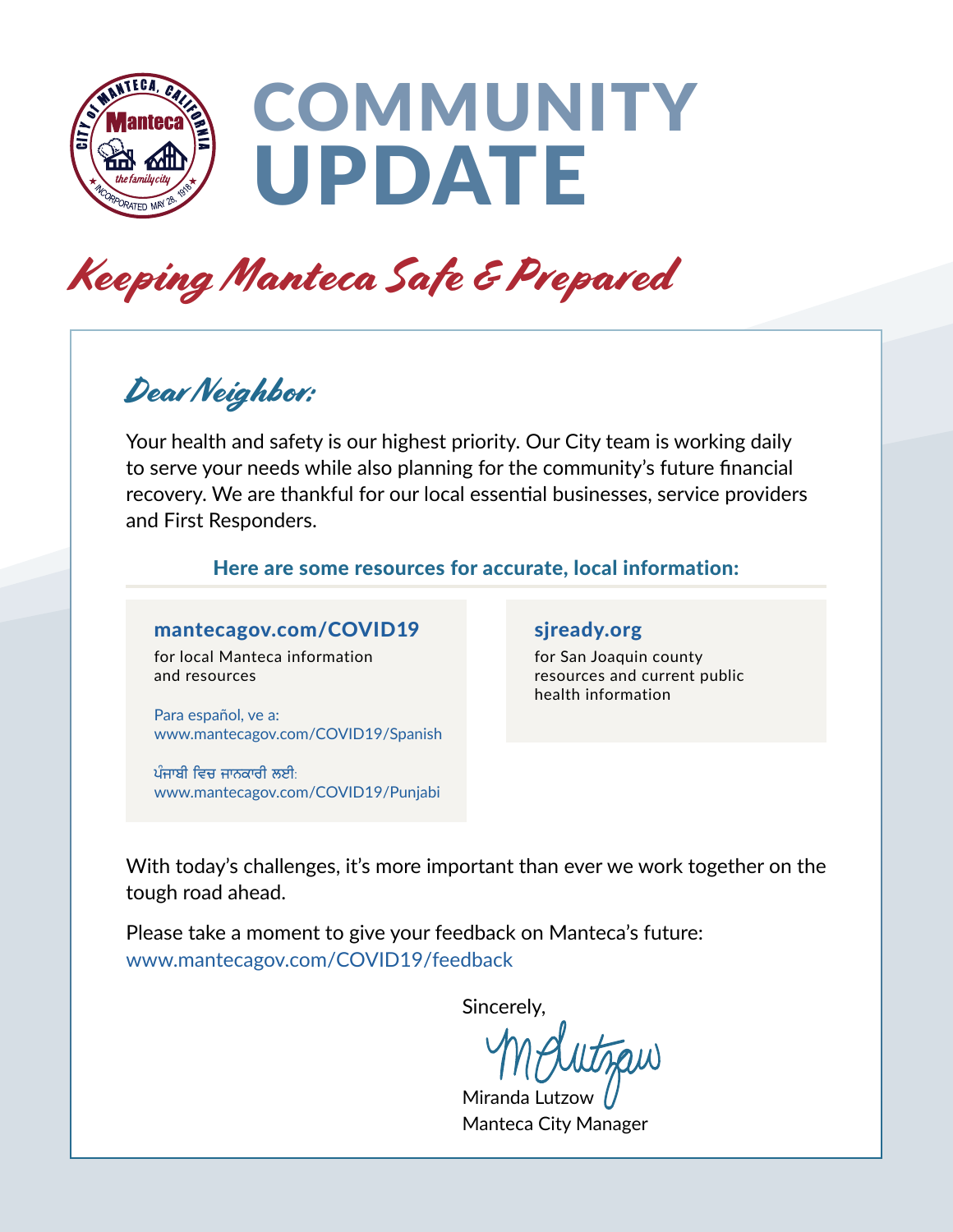# COMMUNITY UPDATE

## *Keeping Manteca Safe & Prepared*

*Dear Neighbor:*

Your health and safety is our highest priority. Our City team is working daily to serve your needs while also planning for the community's future financial recovery. We are thankful for our local essential businesses, service providers and First Responders.

**Here are some resources for accurate, local information:**

**mantecagov.com/COVID19**
for local Manteca information and resources

Para español, ve a:
www.mantecagov.com/COVID19/Spanish

ਪੰਜਾਬੀ ਵਿਚ ਜਾਣਕਾਰੀ ਲਈ:
www.mantecagov.com/COVID19/Punjabi

**sjready.org**
for San Joaquin county resources and current public health information

With today's challenges, it's more important than ever we work together on the tough road ahead.

Please take a moment to give your feedback on Manteca's future:
www.mantecagov.com/COVID19/feedback

Sincerely,

Miranda Lutzow
Manteca City Manager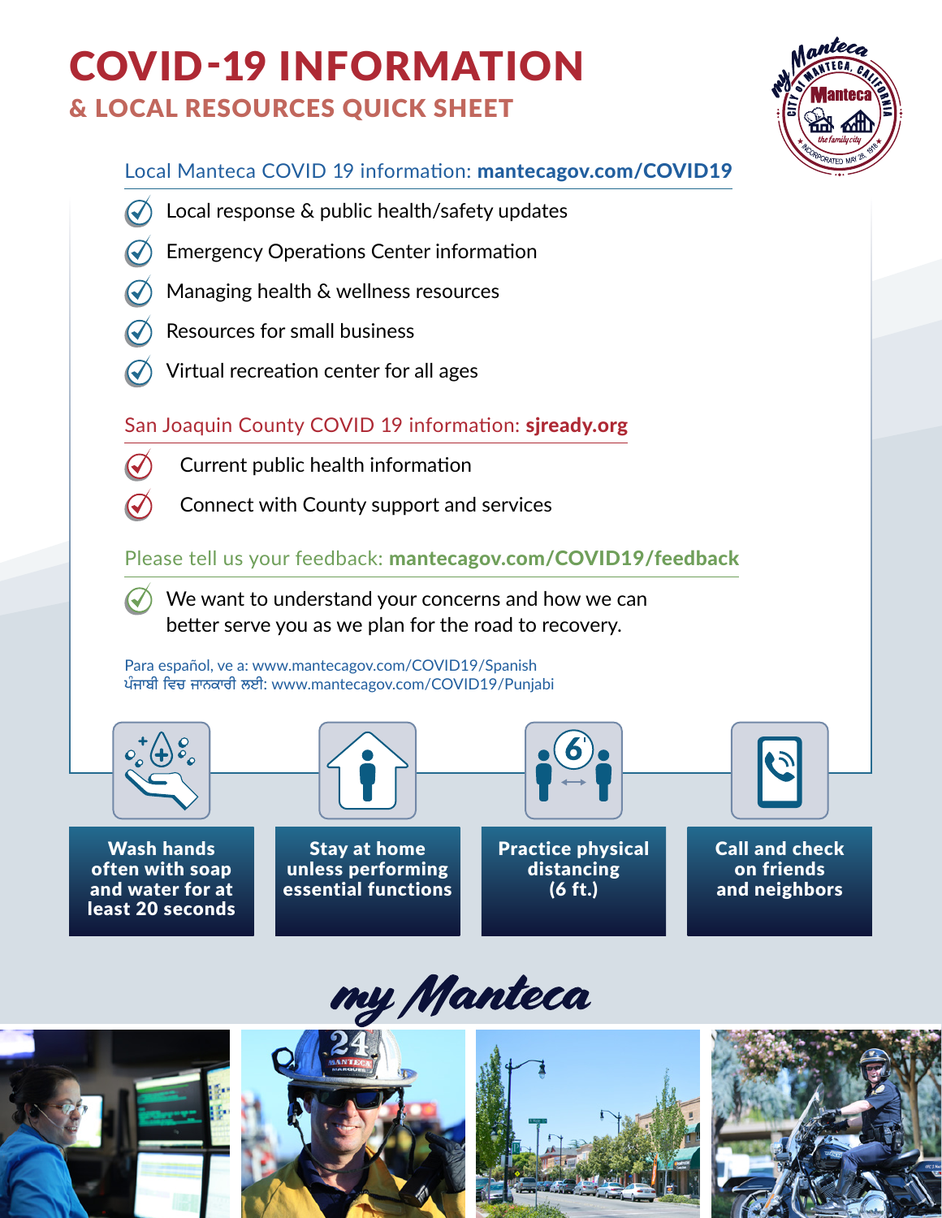# COVID-19 INFORMATION

## & LOCAL RESOURCES QUICK SHEET

Local Manteca COVID 19 information: **mantecagov.com/COVID19**

- Local response & public health/safety updates
- Emergency Operations Center information
- Managing health & wellness resources
- Resources for small business
- Virtual recreation center for all ages

San Joaquin County COVID 19 information: **sjready.org**

- Current public health information
- Connect with County support and services

Please tell us your feedback: **mantecagov.com/COVID19/feedback**

- We want to understand your concerns and how we can better serve you as we plan for the road to recovery.

Para español, ve a: www.mantecagov.com/COVID19/Spanish
ਪੰਜਾਬੀ ਵਿਚ ਜਾਣਕਾਰੀ ਲਈ: www.mantecagov.com/COVID19/Punjabi

**Wash hands often with soap and water for at least 20 seconds**

**Stay at home unless performing essential functions**

**Practice physical distancing (6 ft.)**

**Call and check on friends and neighbors**

*my Manteca*